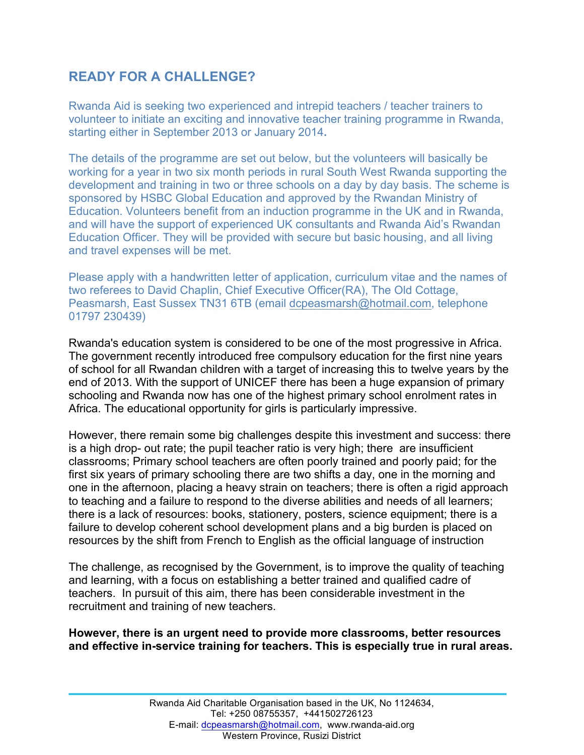## READY FOR A CHALLENGE?

Rwanda Aid is seeking two experienced and intrepid teachers / teacher trainers to volunteer to initiate an exciting and innovative teacher training programme in Rwanda, starting either in September 2013 or January 2014.

The details of the programme are set out below, but the volunteers will basically be working for a year in two six month periods in rural South West Rwanda supporting the development and training in two or three schools on a day by day basis. The scheme is sponsored by HSBC Global Education and approved by the Rwandan Ministry of Education. Volunteers benefit from an induction programme in the UK and in Rwanda, and will have the support of experienced UK consultants and Rwanda Aid's Rwandan Education Officer. They will be provided with secure but basic housing, and all living and travel expenses will be met.

Please apply with a handwritten letter of application, curriculum vitae and the names of two referees to David Chaplin, Chief Executive Officer(RA), The Old Cottage, Peasmarsh, East Sussex TN31 6TB (email dcpeasmarsh@hotmail.com, telephone 01797 230439)

Rwanda's education system is considered to be one of the most progressive in Africa. The government recently introduced free compulsory education for the first nine years of school for all Rwandan children with a target of increasing this to twelve years by the end of 2013. With the support of UNICEF there has been a huge expansion of primary schooling and Rwanda now has one of the highest primary school enrolment rates in Africa. The educational opportunity for girls is particularly impressive.

However, there remain some big challenges despite this investment and success: there is a high drop- out rate; the pupil teacher ratio is very high; there are insufficient classrooms; Primary school teachers are often poorly trained and poorly paid; for the first six years of primary schooling there are two shifts a day, one in the morning and one in the afternoon, placing a heavy strain on teachers; there is often a rigid approach to teaching and a failure to respond to the diverse abilities and needs of all learners; there is a lack of resources: books, stationery, posters, science equipment; there is a failure to develop coherent school development plans and a big burden is placed on resources by the shift from French to English as the official language of instruction

The challenge, as recognised by the Government, is to improve the quality of teaching and learning, with a focus on establishing a better trained and qualified cadre of teachers. In pursuit of this aim, there has been considerable investment in the recruitment and training of new teachers.

**However, there is an urgent need to provide more classrooms, better resources and effective in-service training for teachers. This is especially true in rural areas.**

Rwanda Aid Charitable Organisation based in the UK, No 1124634,
Tel: +250 08755357, +441502726123
E-mail: dcpeasmarsh@hotmail.com, www.rwanda-aid.org
Western Province, Rusizi District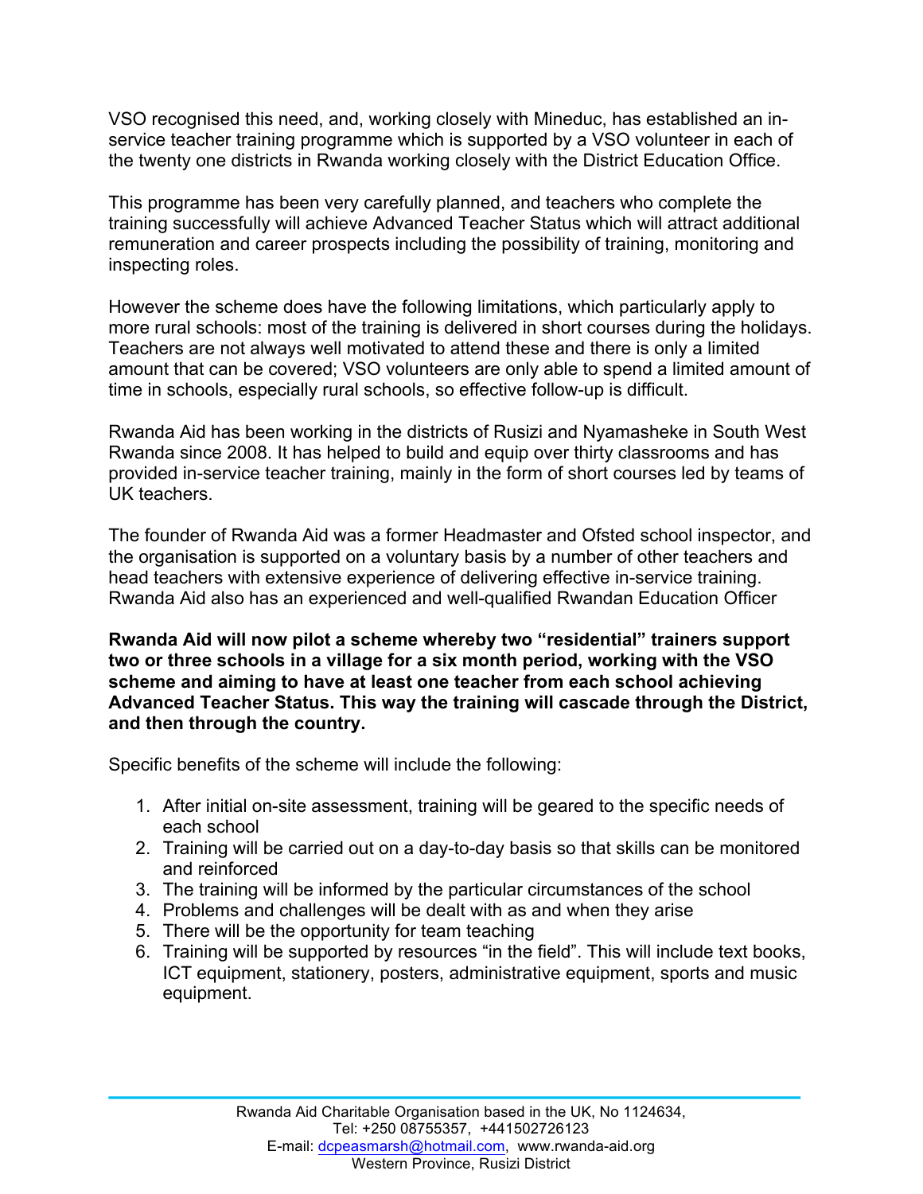VSO recognised this need, and, working closely with Mineduc, has established an in-service teacher training programme which is supported by a VSO volunteer in each of the twenty one districts in Rwanda working closely with the District Education Office.

This programme has been very carefully planned, and teachers who complete the training successfully will achieve Advanced Teacher Status which will attract additional remuneration and career prospects including the possibility of training, monitoring and inspecting roles.

However the scheme does have the following limitations, which particularly apply to more rural schools: most of the training is delivered in short courses during the holidays. Teachers are not always well motivated to attend these and there is only a limited amount that can be covered; VSO volunteers are only able to spend a limited amount of time in schools, especially rural schools, so effective follow-up is difficult.

Rwanda Aid has been working in the districts of Rusizi and Nyamasheke in South West Rwanda since 2008. It has helped to build and equip over thirty classrooms and has provided in-service teacher training, mainly in the form of short courses led by teams of UK teachers.

The founder of Rwanda Aid was a former Headmaster and Ofsted school inspector, and the organisation is supported on a voluntary basis by a number of other teachers and head teachers with extensive experience of delivering effective in-service training. Rwanda Aid also has an experienced and well-qualified Rwandan Education Officer

**Rwanda Aid will now pilot a scheme whereby two "residential" trainers support two or three schools in a village for a six month period, working with the VSO scheme and aiming to have at least one teacher from each school achieving Advanced Teacher Status. This way the training will cascade through the District, and then through the country.**

Specific benefits of the scheme will include the following:

1. After initial on-site assessment, training will be geared to the specific needs of each school
2. Training will be carried out on a day-to-day basis so that skills can be monitored and reinforced
3. The training will be informed by the particular circumstances of the school
4. Problems and challenges will be dealt with as and when they arise
5. There will be the opportunity for team teaching
6. Training will be supported by resources "in the field". This will include text books, ICT equipment, stationery, posters, administrative equipment, sports and music equipment.